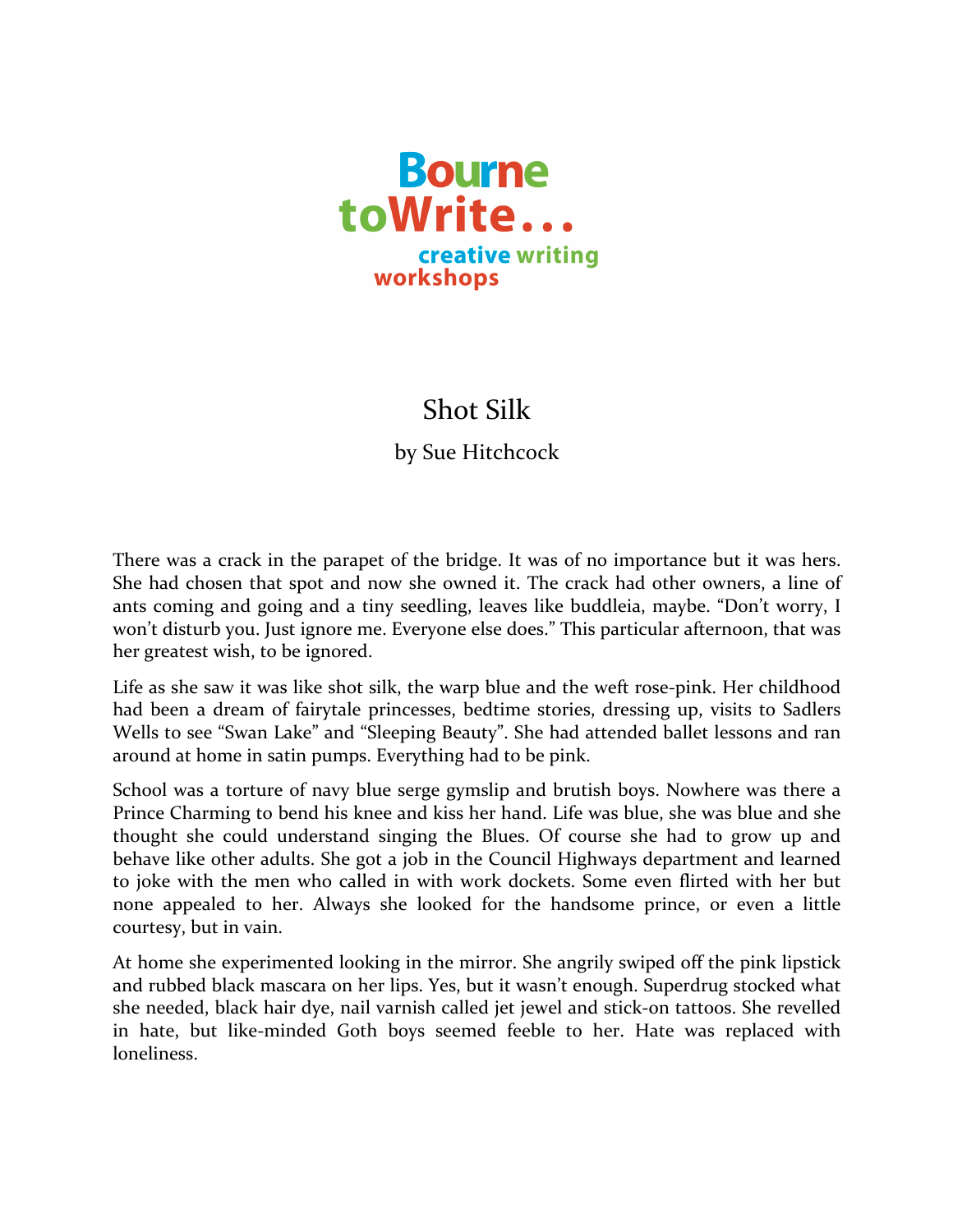Bourne toWrite... creative writing workshops

# Shot Silk

by Sue Hitchcock

There was a crack in the parapet of the bridge. It was of no importance but it was hers. She had chosen that spot and now she owned it. The crack had other owners, a line of ants coming and going and a tiny seedling, leaves like buddleia, maybe. “Don’t worry, I won’t disturb you. Just ignore me. Everyone else does.” This particular afternoon, that was her greatest wish, to be ignored.

Life as she saw it was like shot silk, the warp blue and the weft rose-pink. Her childhood had been a dream of fairytale princesses, bedtime stories, dressing up, visits to Sadlers Wells to see “Swan Lake” and “Sleeping Beauty”. She had attended ballet lessons and ran around at home in satin pumps. Everything had to be pink.

School was a torture of navy blue serge gymslip and brutish boys. Nowhere was there a Prince Charming to bend his knee and kiss her hand. Life was blue, she was blue and she thought she could understand singing the Blues. Of course she had to grow up and behave like other adults. She got a job in the Council Highways department and learned to joke with the men who called in with work dockets. Some even flirted with her but none appealed to her. Always she looked for the handsome prince, or even a little courtesy, but in vain.

At home she experimented looking in the mirror. She angrily swiped off the pink lipstick and rubbed black mascara on her lips. Yes, but it wasn’t enough. Superdrug stocked what she needed, black hair dye, nail varnish called jet jewel and stick-on tattoos. She revelled in hate, but like-minded Goth boys seemed feeble to her. Hate was replaced with loneliness.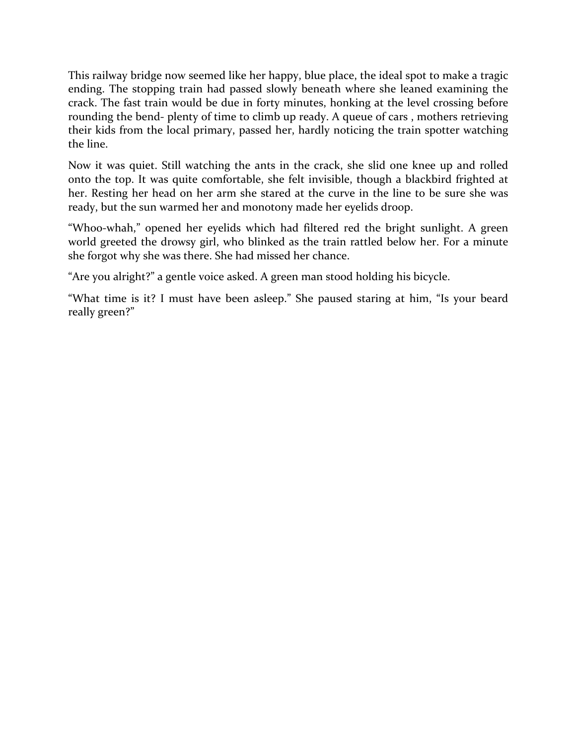This railway bridge now seemed like her happy, blue place, the ideal spot to make a tragic ending. The stopping train had passed slowly beneath where she leaned examining the crack. The fast train would be due in forty minutes, honking at the level crossing before rounding the bend- plenty of time to climb up ready. A queue of cars , mothers retrieving their kids from the local primary, passed her, hardly noticing the train spotter watching the line.

Now it was quiet. Still watching the ants in the crack, she slid one knee up and rolled onto the top. It was quite comfortable, she felt invisible, though a blackbird frighted at her. Resting her head on her arm she stared at the curve in the line to be sure she was ready, but the sun warmed her and monotony made her eyelids droop.

"Whoo-whah," opened her eyelids which had filtered red the bright sunlight. A green world greeted the drowsy girl, who blinked as the train rattled below her. For a minute she forgot why she was there. She had missed her chance.

"Are you alright?" a gentle voice asked. A green man stood holding his bicycle.

"What time is it? I must have been asleep." She paused staring at him, "Is your beard really green?"